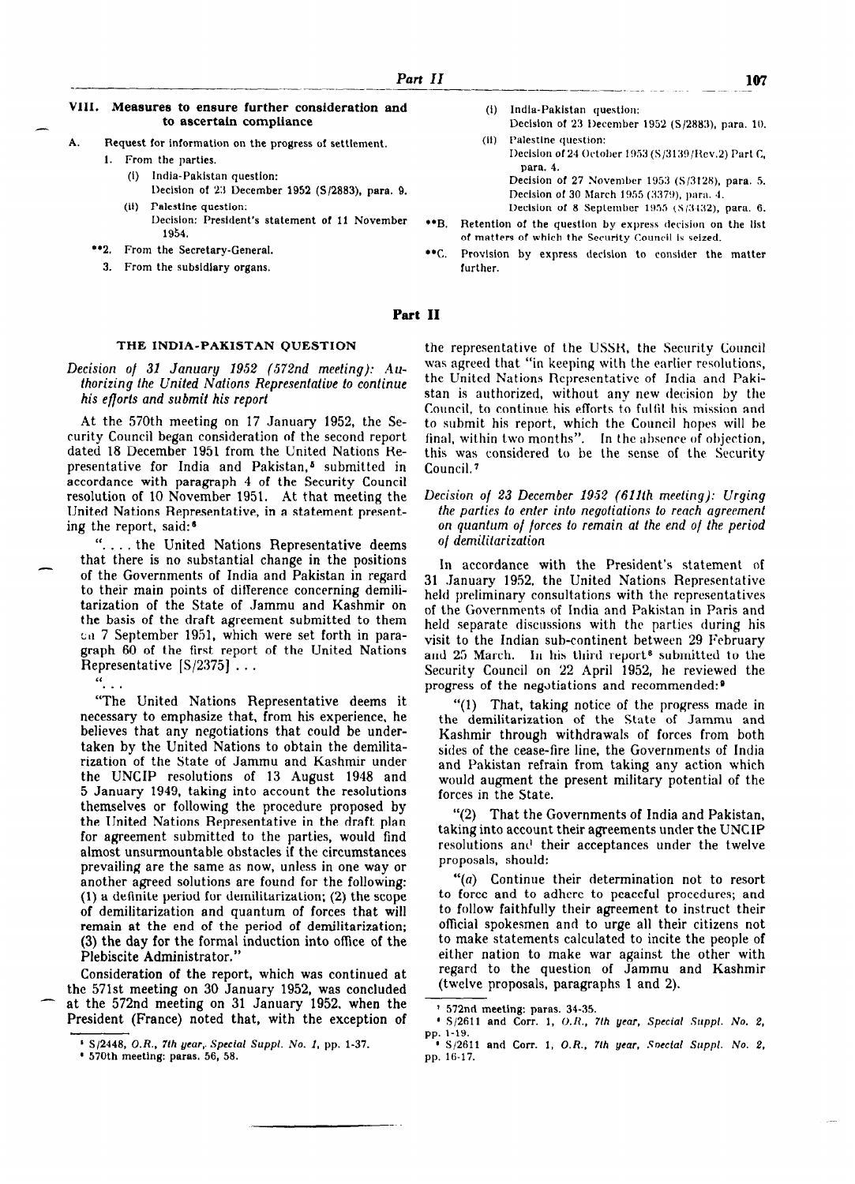### VIII. Measures to ensure further consideration and to ascertain compliance

A. Request for information on the progress of settlement.

1. From the parties.
   - (i) India-Pakistan question: Decision of 23 December 1952 (S/2883), para. 9.
   - (ii) Palestine question: Decision: President's statement of 11 November 1954.

**2. From the Secretary-General.

3. From the subsidiary organs.
   - (i) India-Pakistan question: Decision of 23 December 1952 (S/2883), para. 10.
   - (ii) Palestine question: Decision of 24 October 1953 (S/3139/Rev.2) Part C, para. 4. Decision of 27 November 1953 (S/3128), para. 5. Decision of 30 March 1955 (3379), para. 4. Decision of 8 September 1955 (S/3432), para. 6.

**B. Retention of the question by express decision on the list of matters of which the Security Council is seized.

**C. Provision by express decision to consider the matter further.

## Part II

### THE INDIA-PAKISTAN QUESTION

*Decision of 31 January 1952 (572nd meeting): Authorizing the United Nations Representative to continue his efforts and submit his report*

At the 570th meeting on 17 January 1952, the Security Council began consideration of the second report dated 18 December 1951 from the United Nations Representative for India and Pakistan,[5] submitted in accordance with paragraph 4 of the Security Council resolution of 10 November 1951. At that meeting the United Nations Representative, in a statement presenting the report, said:[6]

"... the United Nations Representative deems that there is no substantial change in the positions of the Governments of India and Pakistan in regard to their main points of difference concerning demilitarization of the State of Jammu and Kashmir on the basis of the draft agreement submitted to them on 7 September 1951, which were set forth in paragraph 60 of the first report of the United Nations Representative [S/2375] ...

"...

"The United Nations Representative deems it necessary to emphasize that, from his experience, he believes that any negotiations that could be undertaken by the United Nations to obtain the demilitarization of the State of Jammu and Kashmir under the UNCIP resolutions of 13 August 1948 and 5 January 1949, taking into account the resolutions themselves or following the procedure proposed by the United Nations Representative in the draft plan for agreement submitted to the parties, would find almost unsurmountable obstacles if the circumstances prevailing are the same as now, unless in one way or another agreed solutions are found for the following: (1) a definite period for demilitarization; (2) the scope of demilitarization and quantum of forces that will remain at the end of the period of demilitarization; (3) the day for the formal induction into office of the Plebiscite Administrator."

Consideration of the report, which was continued at the 571st meeting on 30 January 1952, was concluded at the 572nd meeting on 31 January 1952, when the President (France) noted that, with the exception of the representative of the USSR, the Security Council was agreed that "in keeping with the earlier resolutions, the United Nations Representative of India and Pakistan is authorized, without any new decision by the Council, to continue his efforts to fulfil his mission and to submit his report, which the Council hopes will be final, within two months". In the absence of objection, this was considered to be the sense of the Security Council.[7]

*Decision of 23 December 1952 (611th meeting): Urging the parties to enter into negotiations to reach agreement on quantum of forces to remain at the end of the period of demilitarization*

In accordance with the President's statement of 31 January 1952, the United Nations Representative held preliminary consultations with the representatives of the Governments of India and Pakistan in Paris and held separate discussions with the parties during his visit to the Indian sub-continent between 29 February and 25 March. In his third report[8] submitted to the Security Council on 22 April 1952, he reviewed the progress of the negotiations and recommended:[9]

"(1) That, taking notice of the progress made in the demilitarization of the State of Jammu and Kashmir through withdrawals of forces from both sides of the cease-fire line, the Governments of India and Pakistan refrain from taking any action which would augment the present military potential of the forces in the State.

"(2) That the Governments of India and Pakistan, taking into account their agreements under the UNCIP resolutions and their acceptances under the twelve proposals, should:

"(*a*) Continue their determination not to resort to force and to adhere to peaceful procedures; and to follow faithfully their agreement to instruct their official spokesmen and to urge all their citizens not to make statements calculated to incite the people of either nation to make war against the other with regard to the question of Jammu and Kashmir (twelve proposals, paragraphs 1 and 2).

---

[5] S/2448, *O.R., 7th year, Special Suppl. No. 1*, pp. 1-37.

[6] 570th meeting: paras. 56, 58.

[7] 572nd meeting: paras. 34-35.

[8] S/2611 and Corr. 1, *O.R., 7th year, Special Suppl. No. 2*, pp. 1-19.

[9] S/2611 and Corr. 1, *O.R., 7th year, Special Suppl. No. 2*, pp. 16-17.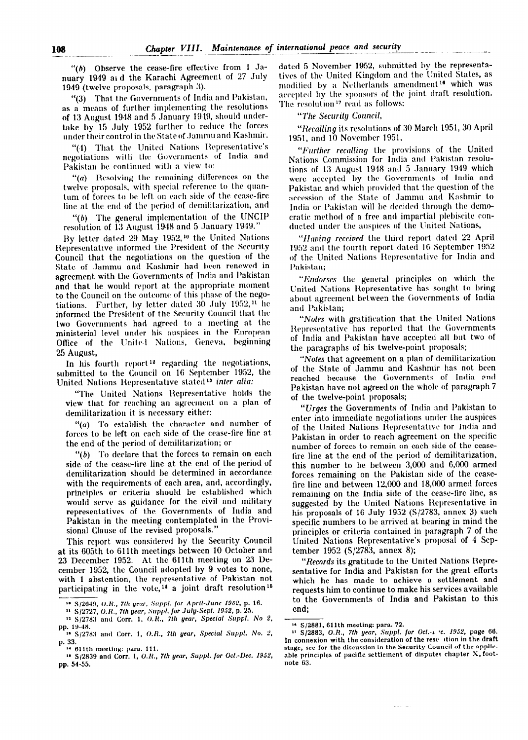"(*b*) Observe the cease-fire effective from 1 January 1949 and the Karachi Agreement of 27 July 1949 (twelve proposals, paragraph 3).

"(3) That the Governments of India and Pakistan, as a means of further implementing the resolutions of 13 August 1948 and 5 January 1949, should undertake by 15 July 1952 further to reduce the forces under their control in the State of Jammu and Kashmir.

"(4) That the United Nations Representative's negotiations with the Governments of India and Pakistan be continued with a view to:

"(*a*) Resolving the remaining differences on the twelve proposals, with special reference to the quantum of forces to be left on each side of the cease-fire line at the end of the period of demilitarization, and

"(*b*) The general implementation of the UNCIP resolution of 13 August 1948 and 5 January 1949."

By letter dated 29 May 1952,[10] the United Nations Representative informed the President of the Security Council that the negotiations on the question of the State of Jammu and Kashmir had been renewed in agreement with the Governments of India and Pakistan and that he would report at the appropriate moment to the Council on the outcome of this phase of the negotiations. Further, by letter dated 30 July 1952,[11] he informed the President of the Security Council that the two Governments had agreed to a meeting at the ministerial level under his auspices in the European Office of the United Nations, Geneva, beginning 25 August.

In his fourth report[12] regarding the negotiations, submitted to the Council on 16 September 1952, the United Nations Representative stated[13] *inter alia:*

"The United Nations Representative holds the view that for reaching an agreement on a plan of demilitarization it is necessary either:

"(*a*) To establish the character and number of forces to be left on each side of the cease-fire line at the end of the period of demilitarization; or

"(*b*) To declare that the forces to remain on each side of the cease-fire line at the end of the period of demilitarization should be determined in accordance with the requirements of each area, and, accordingly, principles or criteria should be established which would serve as guidance for the civil and military representatives of the Governments of India and Pakistan in the meeting contemplated in the Provisional Clause of the revised proposals."

This report was considered by the Security Council at its 605th to 611th meetings between 10 October and 23 December 1952. At the 611th meeting on 23 December 1952, the Council adopted by 9 votes to none, with 1 abstention, the representative of Pakistan not participating in the vote,[14] a joint draft resolution[15] dated 5 November 1952, submitted by the representatives of the United Kingdom and the United States, as modified by a Netherlands amendment[16] which was accepted by the sponsors of the joint draft resolution. The resolution[17] read as follows:

"*The Security Council,*

"*Recalling* its resolutions of 30 March 1951, 30 April 1951, and 10 November 1951,

"*Further recalling* the provisions of the United Nations Commission for India and Pakistan resolutions of 13 August 1948 and 5 January 1949 which were accepted by the Governments of India and Pakistan and which provided that the question of the accession of the State of Jammu and Kashmir to India or Pakistan will be decided through the democratic method of a free and impartial plebiscite conducted under the auspices of the United Nations,

"*Having received* the third report dated 22 April 1952 and the fourth report dated 16 September 1952 of the United Nations Representative for India and Pakistan;

"*Endorses* the general principles on which the United Nations Representative has sought to bring about agreement between the Governments of India and Pakistan;

"*Notes* with gratification that the United Nations Representative has reported that the Governments of India and Pakistan have accepted all but two of the paragraphs of his twelve-point proposals;

"*Notes* that agreement on a plan of demilitarization of the State of Jammu and Kashmir has not been reached because the Governments of India and Pakistan have not agreed on the whole of paragraph 7 of the twelve-point proposals;

"*Urges* the Governments of India and Pakistan to enter into immediate negotiations under the auspices of the United Nations Representative for India and Pakistan in order to reach agreement on the specific number of forces to remain on each side of the cease-fire line at the end of the period of demilitarization, this number to be between 3,000 and 6,000 armed forces remaining on the Pakistan side of the cease-fire line and between 12,000 and 18,000 armed forces remaining on the India side of the cease-fire line, as suggested by the United Nations Representative in his proposals of 16 July 1952 (S/2783, annex 3) such specific numbers to be arrived at bearing in mind the principles or criteria contained in paragraph 7 of the United Nations Representative's proposal of 4 September 1952 (S/2783, annex 8);

"*Records* its gratitude to the United Nations Representative for India and Pakistan for the great efforts which he has made to achieve a settlement and requests him to continue to make his services available to the Governments of India and Pakistan to this end;

---

[10] S/2649, *O.R., 7th year, Suppl. for April-June 1952*, p. 16.

[11] S/2727, *O.R., 7th year, Suppl. for July-Sept. 1952*, p. 25.

[12] S/2783 and Corr. 1, *O.R., 7th year, Special Suppl. No 2*, pp. 19-48.

[13] S/2783 and Corr. 1, *O.R., 7th year, Special Suppl. No. 2*, p. 33.

[14] 611th meeting: para. 111.

[15] S/2839 and Corr. 1, *O.R., 7th year, Suppl. for Oct.-Dec. 1952*, pp. 54-55.

[16] S/2881, 611th meeting: para. 72.

[17] S/2883, *O.R., 7th year, Suppl. for Oct.-Dec. 1952*, page 66. In connexion with the consideration of the resolution in the draft stage, see for the discussion in the Security Council of the applicable principles of pacific settlement of disputes chapter X, footnote 63.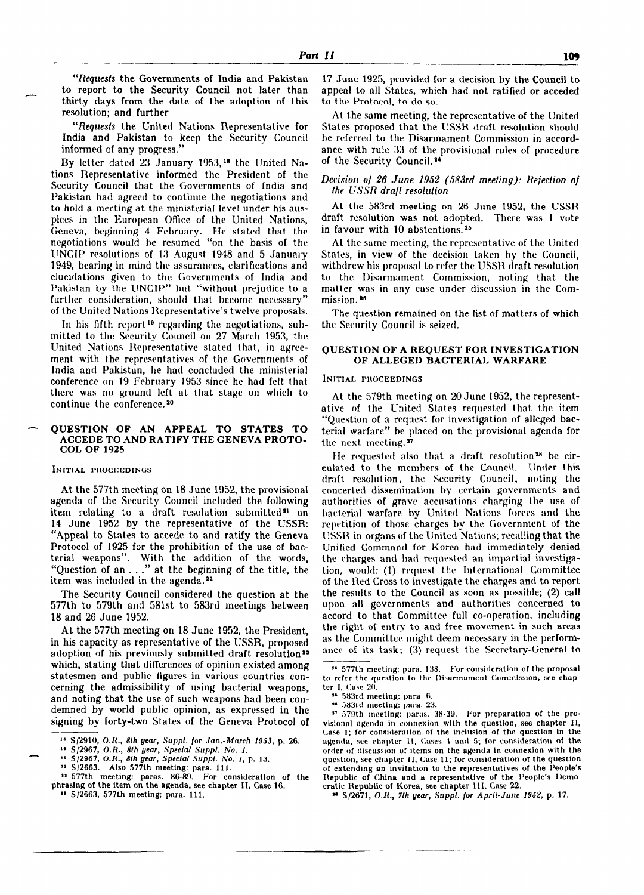"*Requests* the Governments of India and Pakistan to report to the Security Council not later than thirty days from the date of the adoption of this resolution; and further

"*Requests* the United Nations Representative for India and Pakistan to keep the Security Council informed of any progress."

By letter dated 23 January 1953,[18] the United Nations Representative informed the President of the Security Council that the Governments of India and Pakistan had agreed to continue the negotiations and to hold a meeting at the ministerial level under his auspices in the European Office of the United Nations, Geneva, beginning 4 February. He stated that the negotiations would be resumed "on the basis of the UNCIP resolutions of 13 August 1948 and 5 January 1949, bearing in mind the assurances, clarifications and elucidations given to the Governments of India and Pakistan by the UNCIP" but "without prejudice to a further consideration, should that become necessary" of the United Nations Representative's twelve proposals.

In his fifth report[19] regarding the negotiations, submitted to the Security Council on 27 March 1953, the United Nations Representative stated that, in agreement with the representatives of the Governments of India and Pakistan, he had concluded the ministerial conference on 19 February 1953 since he had felt that there was no ground left at that stage on which to continue the conference.[20]

## QUESTION OF AN APPEAL TO STATES TO ACCEDE TO AND RATIFY THE GENEVA PROTOCOL OF 1925

### INITIAL PROCEEDINGS

At the 577th meeting on 18 June 1952, the provisional agenda of the Security Council included the following item relating to a draft resolution submitted[21] on 14 June 1952 by the representative of the USSR: "Appeal to States to accede to and ratify the Geneva Protocol of 1925 for the prohibition of the use of bacterial weapons". With the addition of the words, "Question of an . . ." at the beginning of the title, the item was included in the agenda.[22]

The Security Council considered the question at the 577th to 579th and 581st to 583rd meetings between 18 and 26 June 1952.

At the 577th meeting on 18 June 1952, the President, in his capacity as representative of the USSR, proposed adoption of his previously submitted draft resolution[23] which, stating that differences of opinion existed among statesmen and public figures in various countries concerning the admissibility of using bacterial weapons, and noting that the use of such weapons had been condemned by world public opinion, as expressed in the signing by forty-two States of the Geneva Protocol of 17 June 1925, provided for a decision by the Council to appeal to all States, which had not ratified or acceded to the Protocol, to do so.

At the same meeting, the representative of the United States proposed that the USSR draft resolution should be referred to the Disarmament Commission in accordance with rule 33 of the provisional rules of procedure of the Security Council.[24]

*Decision of 26 June 1952 (583rd meeting): Rejection of the USSR draft resolution*

At the 583rd meeting on 26 June 1952, the USSR draft resolution was not adopted. There was 1 vote in favour with 10 abstentions.[25]

At the same meeting, the representative of the United States, in view of the decision taken by the Council, withdrew his proposal to refer the USSR draft resolution to the Disarmament Commission, noting that the matter was in any case under discussion in the Commission.[26]

The question remained on the list of matters of which the Security Council is seized.

## QUESTION OF A REQUEST FOR INVESTIGATION OF ALLEGED BACTERIAL WARFARE

### INITIAL PROCEEDINGS

At the 579th meeting on 20 June 1952, the representative of the United States requested that the item "Question of a request for investigation of alleged bacterial warfare" be placed on the provisional agenda for the next meeting.[27]

He requested also that a draft resolution[28] be circulated to the members of the Council. Under this draft resolution, the Security Council, noting the concerted dissemination by certain governments and authorities of grave accusations charging the use of bacterial warfare by United Nations forces and the repetition of those charges by the Government of the USSR in organs of the United Nations; recalling that the Unified Command for Korea had immediately denied the charges and had requested an impartial investigation, would: (1) request the International Committee of the Red Cross to investigate the charges and to report the results to the Council as soon as possible; (2) call upon all governments and authorities concerned to accord to that Committee full co-operation, including the right of entry to and free movement in such areas as the Committee might deem necessary in the performance of its task; (3) request the Secretary-General to

---

[18] S/2910, *O.R., 8th year, Suppl. for Jan.-March 1953*, p. 26.

[19] S/2967, *O.R., 8th year, Special Suppl. No. 1.*

[20] S/2967, *O.R., 8th year, Special Suppl. No. 1*, p. 13.

[21] S/2663. Also 577th meeting: para. 111.

[22] 577th meeting: paras. 86-89. For consideration of the phrasing of the item on the agenda, see chapter II, Case 16.

[23] S/2663, 577th meeting: para. 111.

[24] 577th meeting: para. 138. For consideration of the proposal to refer the question to the Disarmament Commission, see chapter I, Case 20.

[25] 583rd meeting: para. 6.

[26] 583rd meeting: para. 23.

[27] 579th meeting: paras. 38-39. For preparation of the provisional agenda in connexion with the question, see chapter II, Case 1; for consideration of the inclusion of the question in the agenda, see chapter II, Cases 4 and 5; for consideration of the order of discussion of items on the agenda in connexion with the question, see chapter II, Case 11; for consideration of the question of extending an invitation to the representatives of the People's Republic of China and a representative of the People's Democratic Republic of Korea, see chapter III, Case 22.

[28] S/2671, *O.R., 7th year, Suppl. for April-June 1952*, p. 17.